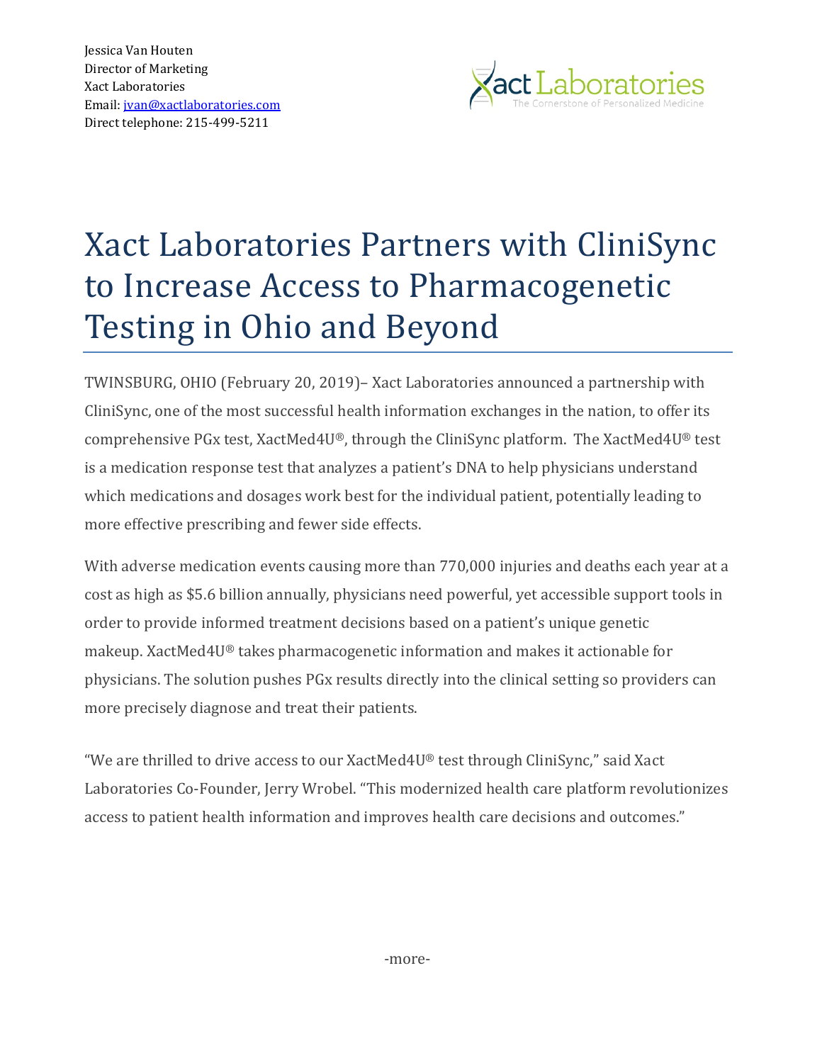Jessica Van Houten
Director of Marketing
Xact Laboratories
Email: jvan@xactlaboratories.com
Direct telephone: 215-499-5211

Xact Laboratories
The Cornerstone of Personalized Medicine

# Xact Laboratories Partners with CliniSync to Increase Access to Pharmacogenetic Testing in Ohio and Beyond

TWINSBURG, OHIO (February 20, 2019)– Xact Laboratories announced a partnership with CliniSync, one of the most successful health information exchanges in the nation, to offer its comprehensive PGx test, XactMed4U®, through the CliniSync platform. The XactMed4U® test is a medication response test that analyzes a patient's DNA to help physicians understand which medications and dosages work best for the individual patient, potentially leading to more effective prescribing and fewer side effects.

With adverse medication events causing more than 770,000 injuries and deaths each year at a cost as high as $5.6 billion annually, physicians need powerful, yet accessible support tools in order to provide informed treatment decisions based on a patient's unique genetic makeup. XactMed4U® takes pharmacogenetic information and makes it actionable for physicians. The solution pushes PGx results directly into the clinical setting so providers can more precisely diagnose and treat their patients.

"We are thrilled to drive access to our XactMed4U® test through CliniSync," said Xact Laboratories Co-Founder, Jerry Wrobel. "This modernized health care platform revolutionizes access to patient health information and improves health care decisions and outcomes."

-more-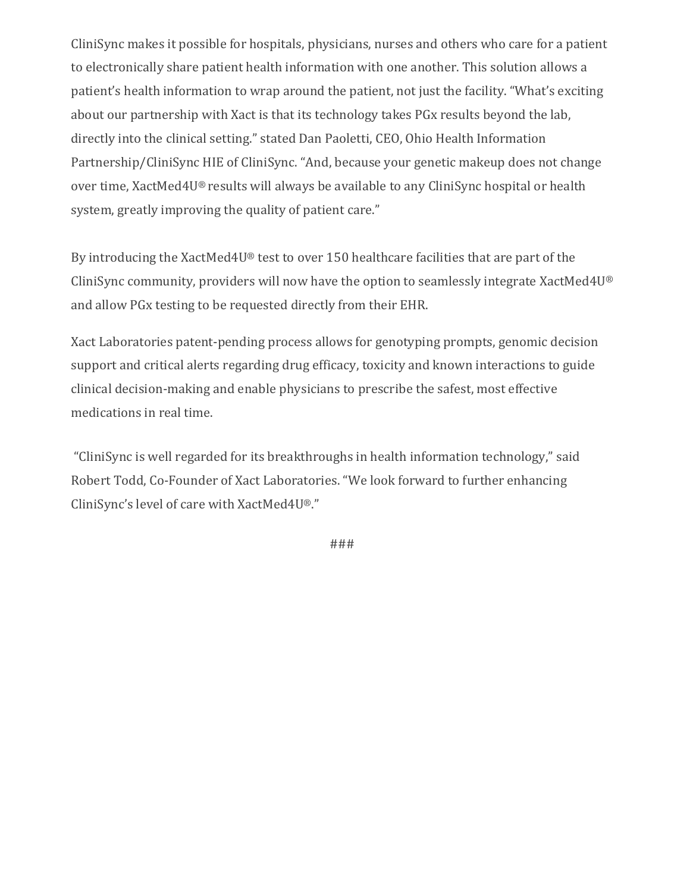CliniSync makes it possible for hospitals, physicians, nurses and others who care for a patient to electronically share patient health information with one another. This solution allows a patient's health information to wrap around the patient, not just the facility. "What's exciting about our partnership with Xact is that its technology takes PGx results beyond the lab, directly into the clinical setting." stated Dan Paoletti, CEO, Ohio Health Information Partnership/CliniSync HIE of CliniSync. "And, because your genetic makeup does not change over time, XactMed4U® results will always be available to any CliniSync hospital or health system, greatly improving the quality of patient care."

By introducing the XactMed4U® test to over 150 healthcare facilities that are part of the CliniSync community, providers will now have the option to seamlessly integrate XactMed4U® and allow PGx testing to be requested directly from their EHR.

Xact Laboratories patent-pending process allows for genotyping prompts, genomic decision support and critical alerts regarding drug efficacy, toxicity and known interactions to guide clinical decision-making and enable physicians to prescribe the safest, most effective medications in real time.

"CliniSync is well regarded for its breakthroughs in health information technology," said Robert Todd, Co-Founder of Xact Laboratories. "We look forward to further enhancing CliniSync's level of care with XactMed4U®."

###